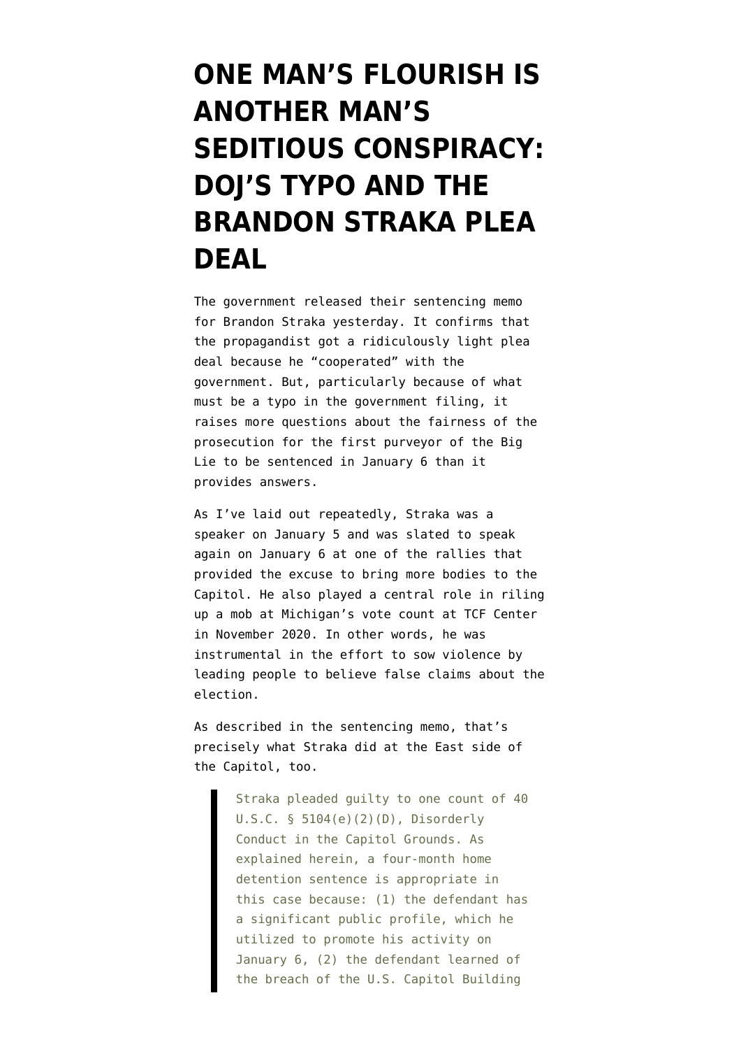# ONE MAN'S FLOURISH IS ANOTHER MAN'S SEDITIOUS CONSPIRACY: DOJ'S TYPO AND THE BRANDON STRAKA PLEA DEAL

The government released their sentencing memo for Brandon Straka yesterday. It confirms that the propagandist got a ridiculously light plea deal because he "cooperated" with the government. But, particularly because of what must be a typo in the government filing, it raises more questions about the fairness of the prosecution for the first purveyor of the Big Lie to be sentenced in January 6 than it provides answers.

As I've laid out repeatedly, Straka was a speaker on January 5 and was slated to speak again on January 6 at one of the rallies that provided the excuse to bring more bodies to the Capitol. He also played a central role in riling up a mob at Michigan's vote count at TCF Center in November 2020. In other words, he was instrumental in the effort to sow violence by leading people to believe false claims about the election.

As described in the sentencing memo, that's precisely what Straka did at the East side of the Capitol, too.

> Straka pleaded guilty to one count of 40 U.S.C. § 5104(e)(2)(D), Disorderly Conduct in the Capitol Grounds. As explained herein, a four-month home detention sentence is appropriate in this case because: (1) the defendant has a significant public profile, which he utilized to promote his activity on January 6, (2) the defendant learned of the breach of the U.S. Capitol Building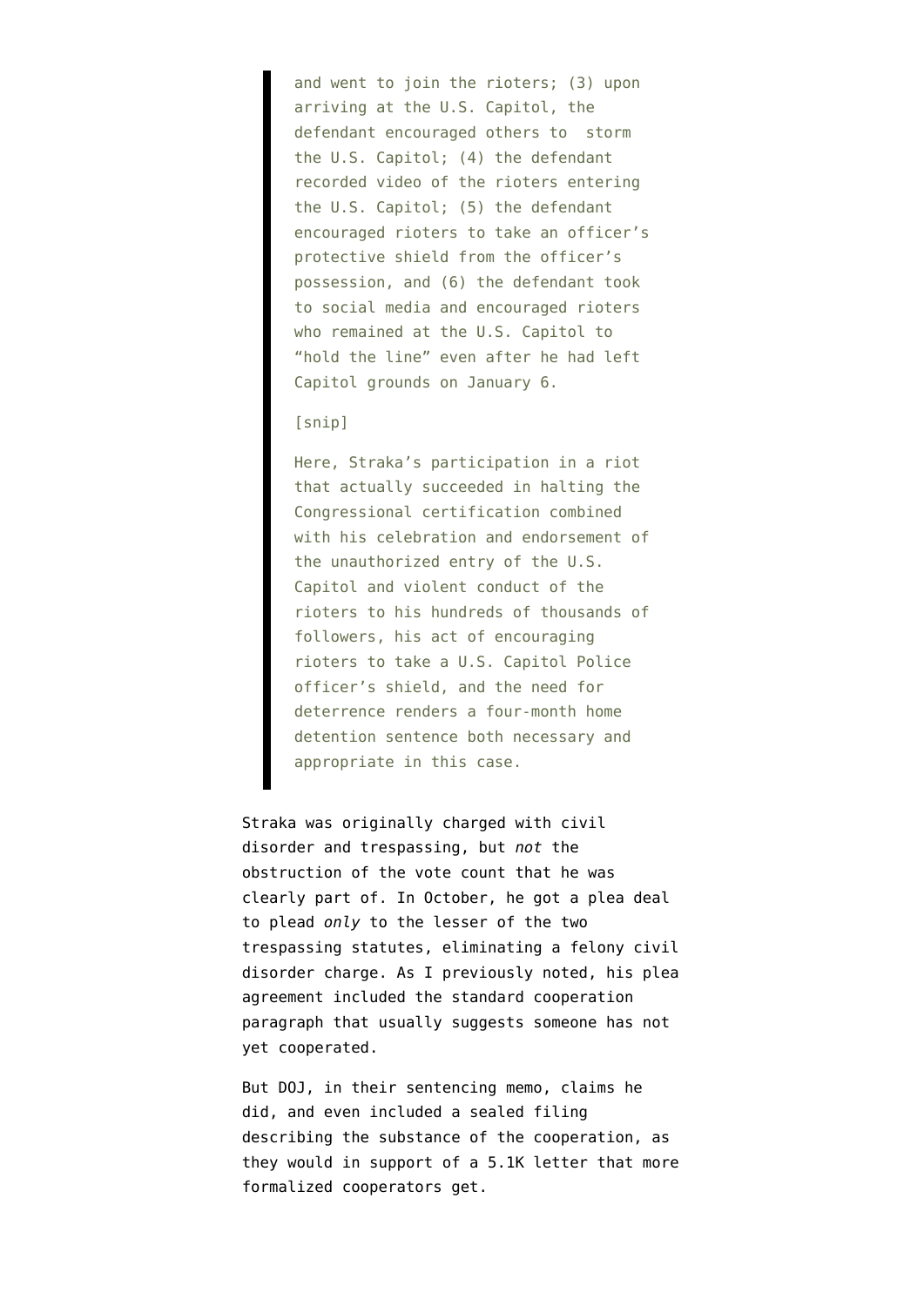> and went to join the rioters; (3) upon arriving at the U.S. Capitol, the defendant encouraged others to storm the U.S. Capitol; (4) the defendant recorded video of the rioters entering the U.S. Capitol; (5) the defendant encouraged rioters to take an officer's protective shield from the officer's possession, and (6) the defendant took to social media and encouraged rioters who remained at the U.S. Capitol to "hold the line" even after he had left Capitol grounds on January 6.
>
> [snip]
>
> Here, Straka's participation in a riot that actually succeeded in halting the Congressional certification combined with his celebration and endorsement of the unauthorized entry of the U.S. Capitol and violent conduct of the rioters to his hundreds of thousands of followers, his act of encouraging rioters to take a U.S. Capitol Police officer's shield, and the need for deterrence renders a four-month home detention sentence both necessary and appropriate in this case.

Straka was originally charged with civil disorder and trespassing, but *not* the obstruction of the vote count that he was clearly part of. In October, he got a plea deal to plead *only* to the lesser of the two trespassing statutes, eliminating a felony civil disorder charge. As I previously noted, his plea agreement included the standard cooperation paragraph that usually suggests someone has not yet cooperated.

But DOJ, in their sentencing memo, claims he did, and even included a sealed filing describing the substance of the cooperation, as they would in support of a 5.1K letter that more formalized cooperators get.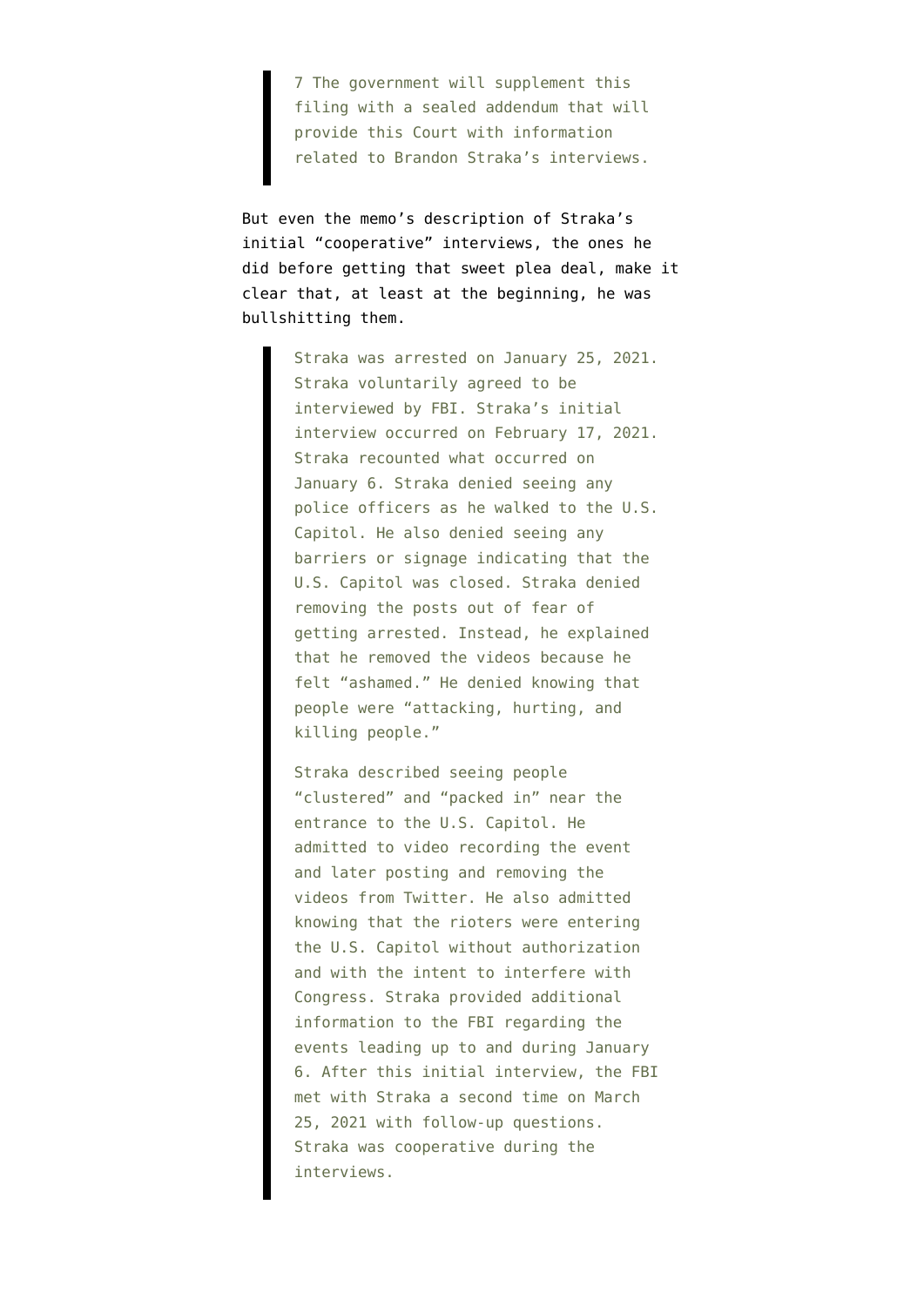> 7 The government will supplement this filing with a sealed addendum that will provide this Court with information related to Brandon Straka's interviews.

But even the memo's description of Straka's initial "cooperative" interviews, the ones he did before getting that sweet plea deal, make it clear that, at least at the beginning, he was bullshitting them.

> Straka was arrested on January 25, 2021. Straka voluntarily agreed to be interviewed by FBI. Straka's initial interview occurred on February 17, 2021. Straka recounted what occurred on January 6. Straka denied seeing any police officers as he walked to the U.S. Capitol. He also denied seeing any barriers or signage indicating that the U.S. Capitol was closed. Straka denied removing the posts out of fear of getting arrested. Instead, he explained that he removed the videos because he felt "ashamed." He denied knowing that people were "attacking, hurting, and killing people."
>
> Straka described seeing people "clustered" and "packed in" near the entrance to the U.S. Capitol. He admitted to video recording the event and later posting and removing the videos from Twitter. He also admitted knowing that the rioters were entering the U.S. Capitol without authorization and with the intent to interfere with Congress. Straka provided additional information to the FBI regarding the events leading up to and during January 6. After this initial interview, the FBI met with Straka a second time on March 25, 2021 with follow-up questions. Straka was cooperative during the interviews.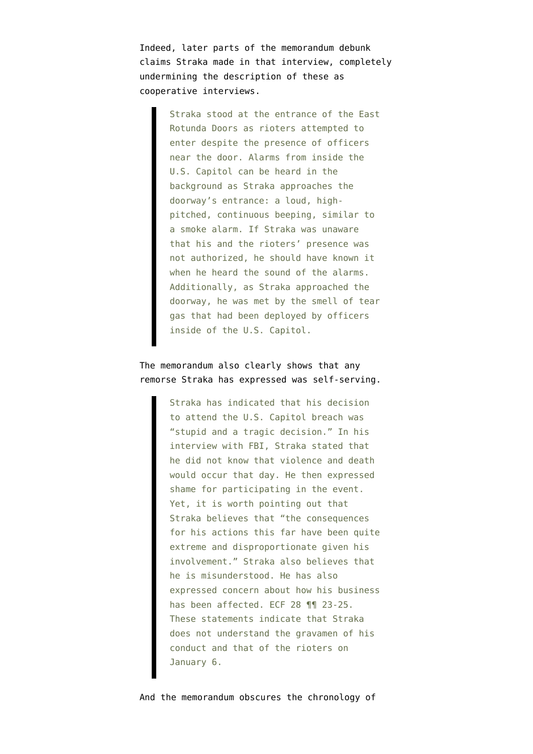Indeed, later parts of the memorandum debunk claims Straka made in that interview, completely undermining the description of these as cooperative interviews.

> Straka stood at the entrance of the East Rotunda Doors as rioters attempted to enter despite the presence of officers near the door. Alarms from inside the U.S. Capitol can be heard in the background as Straka approaches the doorway's entrance: a loud, high-pitched, continuous beeping, similar to a smoke alarm. If Straka was unaware that his and the rioters' presence was not authorized, he should have known it when he heard the sound of the alarms. Additionally, as Straka approached the doorway, he was met by the smell of tear gas that had been deployed by officers inside of the U.S. Capitol.

The memorandum also clearly shows that any remorse Straka has expressed was self-serving.

> Straka has indicated that his decision to attend the U.S. Capitol breach was "stupid and a tragic decision." In his interview with FBI, Straka stated that he did not know that violence and death would occur that day. He then expressed shame for participating in the event. Yet, it is worth pointing out that Straka believes that "the consequences for his actions this far have been quite extreme and disproportionate given his involvement." Straka also believes that he is misunderstood. He has also expressed concern about how his business has been affected. ECF 28 ¶¶ 23-25. These statements indicate that Straka does not understand the gravamen of his conduct and that of the rioters on January 6.

And the memorandum obscures the chronology of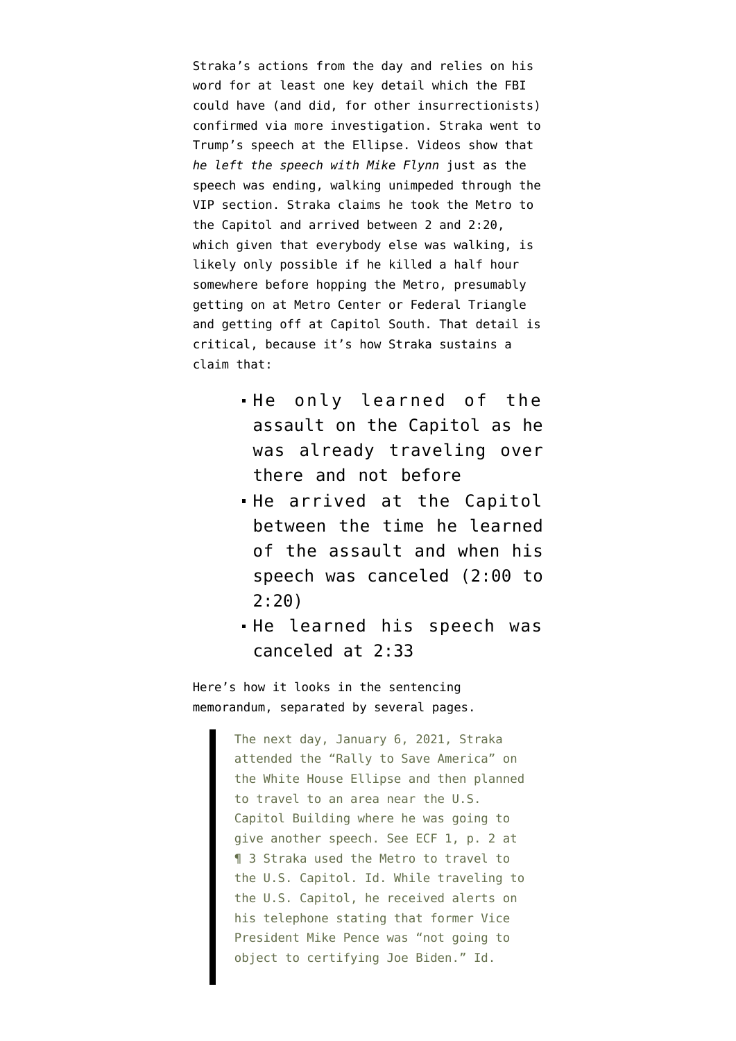Straka's actions from the day and relies on his word for at least one key detail which the FBI could have (and did, for other insurrectionists) confirmed via more investigation. Straka went to Trump's speech at the Ellipse. Videos show that *he left the speech with Mike Flynn* just as the speech was ending, walking unimpeded through the VIP section. Straka claims he took the Metro to the Capitol and arrived between 2 and 2:20, which given that everybody else was walking, is likely only possible if he killed a half hour somewhere before hopping the Metro, presumably getting on at Metro Center or Federal Triangle and getting off at Capitol South. That detail is critical, because it's how Straka sustains a claim that:

- He only learned of the assault on the Capitol as he was already traveling over there and not before
- He arrived at the Capitol between the time he learned of the assault and when his speech was canceled (2:00 to 2:20)
- He learned his speech was canceled at 2:33

Here's how it looks in the sentencing memorandum, separated by several pages.

> The next day, January 6, 2021, Straka attended the "Rally to Save America" on the White House Ellipse and then planned to travel to an area near the U.S. Capitol Building where he was going to give another speech. See ECF 1, p. 2 at ¶ 3 Straka used the Metro to travel to the U.S. Capitol. Id. While traveling to the U.S. Capitol, he received alerts on his telephone stating that former Vice President Mike Pence was "not going to object to certifying Joe Biden." Id.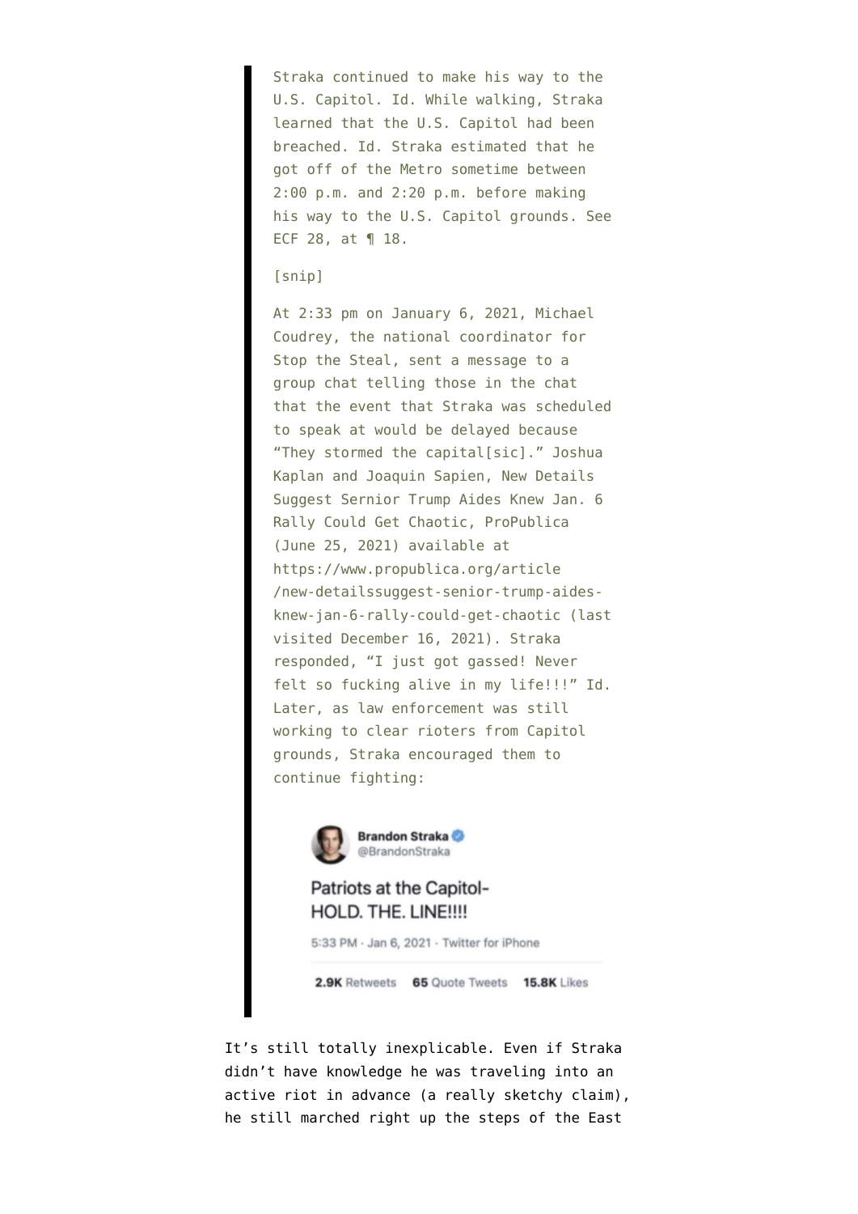> Straka continued to make his way to the U.S. Capitol. Id. While walking, Straka learned that the U.S. Capitol had been breached. Id. Straka estimated that he got off of the Metro sometime between 2:00 p.m. and 2:20 p.m. before making his way to the U.S. Capitol grounds. See ECF 28, at ¶ 18.
>
> [snip]
>
> At 2:33 pm on January 6, 2021, Michael Coudrey, the national coordinator for Stop the Steal, sent a message to a group chat telling those in the chat that the event that Straka was scheduled to speak at would be delayed because "They stormed the capital[sic]." Joshua Kaplan and Joaquin Sapien, New Details Suggest Senior Trump Aides Knew Jan. 6 Rally Could Get Chaotic, ProPublica (June 25, 2021) available at https://www.propublica.org/article/new-detailssuggest-senior-trump-aides-knew-jan-6-rally-could-get-chaotic (last visited December 16, 2021). Straka responded, "I just got gassed! Never felt so fucking alive in my life!!!" Id. Later, as law enforcement was still working to clear rioters from Capitol grounds, Straka encouraged them to continue fighting:
>
> Brandon Straka @BrandonStraka
>
> Patriots at the Capitol- HOLD. THE. LINE!!!!
>
> 5:33 PM · Jan 6, 2021 · Twitter for iPhone
>
> 2.9K Retweets 65 Quote Tweets 15.8K Likes

It's still totally inexplicable. Even if Straka didn't have knowledge he was traveling into an active riot in advance (a really sketchy claim), he still marched right up the steps of the East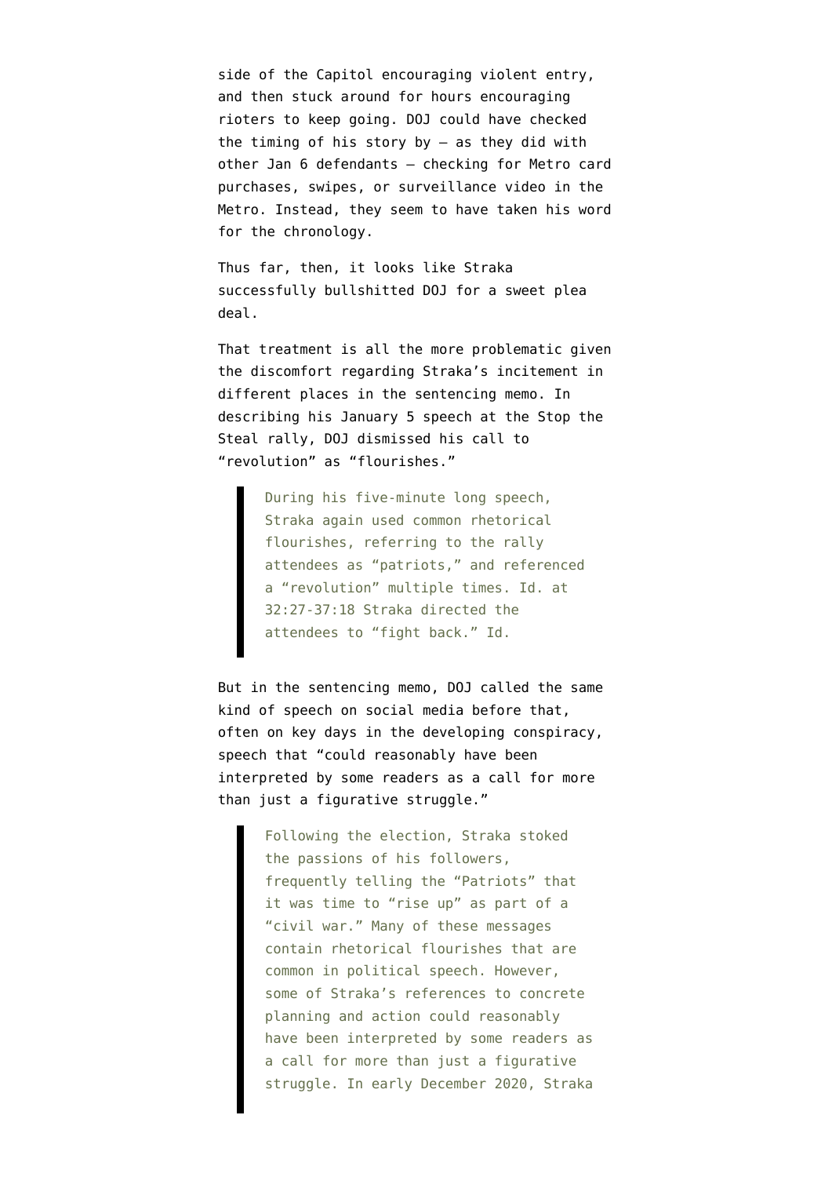side of the Capitol encouraging violent entry, and then stuck around for hours encouraging rioters to keep going. DOJ could have checked the timing of his story by — as they did with other Jan 6 defendants — checking for Metro card purchases, swipes, or surveillance video in the Metro. Instead, they seem to have taken his word for the chronology.

Thus far, then, it looks like Straka successfully bullshitted DOJ for a sweet plea deal.

That treatment is all the more problematic given the discomfort regarding Straka's incitement in different places in the sentencing memo. In describing his January 5 speech at the Stop the Steal rally, DOJ dismissed his call to "revolution" as "flourishes."

> During his five-minute long speech, Straka again used common rhetorical flourishes, referring to the rally attendees as "patriots," and referenced a "revolution" multiple times. Id. at 32:27-37:18 Straka directed the attendees to "fight back." Id.

But in the sentencing memo, DOJ called the same kind of speech on social media before that, often on key days in the developing conspiracy, speech that "could reasonably have been interpreted by some readers as a call for more than just a figurative struggle."

> Following the election, Straka stoked the passions of his followers, frequently telling the "Patriots" that it was time to "rise up" as part of a "civil war." Many of these messages contain rhetorical flourishes that are common in political speech. However, some of Straka's references to concrete planning and action could reasonably have been interpreted by some readers as a call for more than just a figurative struggle. In early December 2020, Straka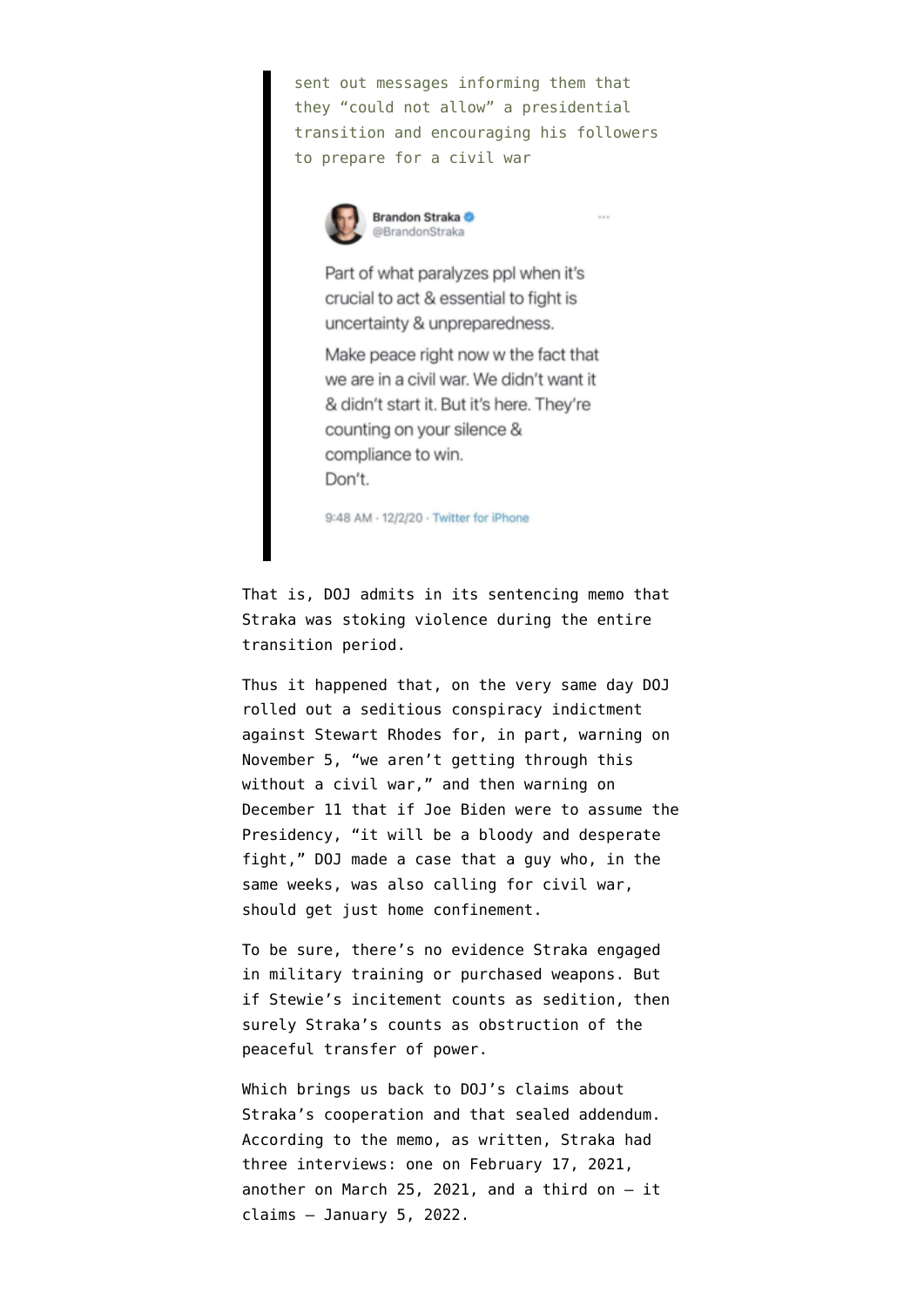> sent out messages informing them that they "could not allow" a presidential transition and encouraging his followers to prepare for a civil war
>
> Brandon Straka @BrandonStraka
>
> Part of what paralyzes ppl when it's crucial to act & essential to fight is uncertainty & unpreparedness.
>
> Make peace right now w the fact that we are in a civil war. We didn't want it & didn't start it. But it's here. They're counting on your silence & compliance to win.
> Don't.
>
> 9:48 AM · 12/2/20 · Twitter for iPhone

That is, DOJ admits in its sentencing memo that Straka was stoking violence during the entire transition period.

Thus it happened that, on the very same day DOJ rolled out a seditious conspiracy indictment against Stewart Rhodes for, in part, warning on November 5, "we aren't getting through this without a civil war," and then warning on December 11 that if Joe Biden were to assume the Presidency, "it will be a bloody and desperate fight," DOJ made a case that a guy who, in the same weeks, was also calling for civil war, should get just home confinement.

To be sure, there's no evidence Straka engaged in military training or purchased weapons. But if Stewie's incitement counts as sedition, then surely Straka's counts as obstruction of the peaceful transfer of power.

Which brings us back to DOJ's claims about Straka's cooperation and that sealed addendum. According to the memo, as written, Straka had three interviews: one on February 17, 2021, another on March 25, 2021, and a third on – it claims – January 5, 2022.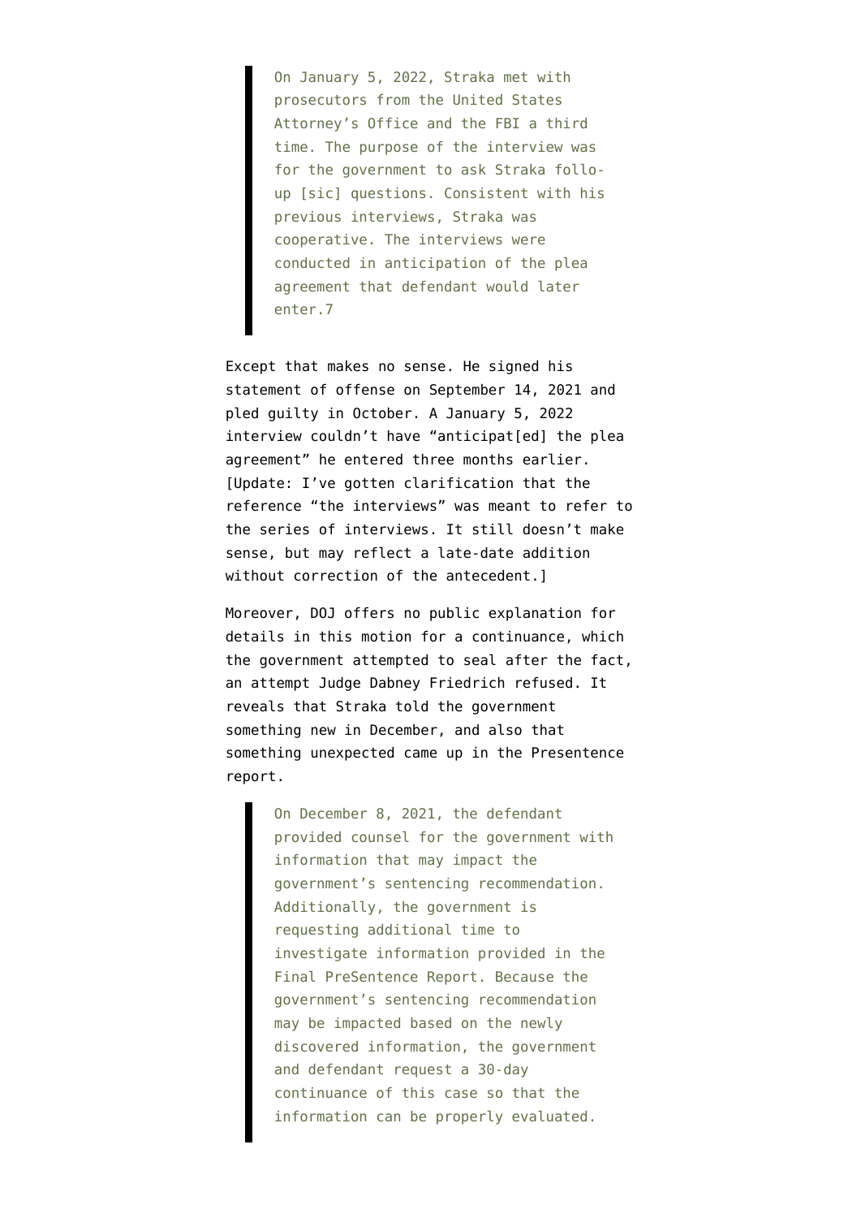> On January 5, 2022, Straka met with prosecutors from the United States Attorney's Office and the FBI a third time. The purpose of the interview was for the government to ask Straka follo-up [sic] questions. Consistent with his previous interviews, Straka was cooperative. The interviews were conducted in anticipation of the plea agreement that defendant would later enter.7

Except that makes no sense. He signed his statement of offense on September 14, 2021 and pled guilty in October. A January 5, 2022 interview couldn't have "anticipat[ed] the plea agreement" he entered three months earlier. [Update: I've gotten clarification that the reference "the interviews" was meant to refer to the series of interviews. It still doesn't make sense, but may reflect a late-date addition without correction of the antecedent.]

Moreover, DOJ offers no public explanation for details in this motion for a continuance, which the government attempted to seal after the fact, an attempt Judge Dabney Friedrich refused. It reveals that Straka told the government something new in December, and also that something unexpected came up in the Presentence report.

> On December 8, 2021, the defendant provided counsel for the government with information that may impact the government's sentencing recommendation. Additionally, the government is requesting additional time to investigate information provided in the Final PreSentence Report. Because the government's sentencing recommendation may be impacted based on the newly discovered information, the government and defendant request a 30-day continuance of this case so that the information can be properly evaluated.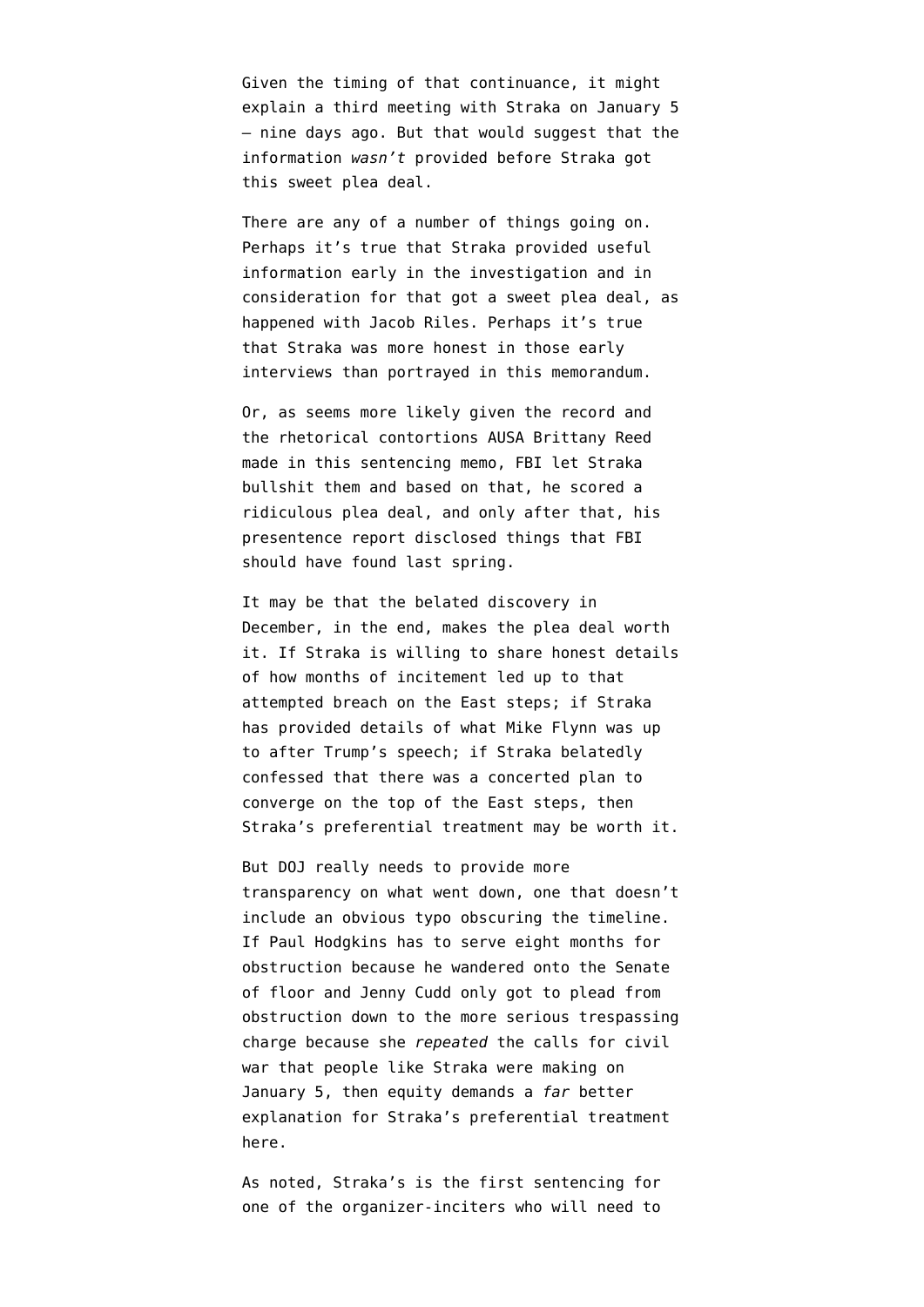Given the timing of that continuance, it might explain a third meeting with Straka on January 5 — nine days ago. But that would suggest that the information *wasn't* provided before Straka got this sweet plea deal.

There are any of a number of things going on. Perhaps it's true that Straka provided useful information early in the investigation and in consideration for that got a sweet plea deal, as happened with Jacob Riles. Perhaps it's true that Straka was more honest in those early interviews than portrayed in this memorandum.

Or, as seems more likely given the record and the rhetorical contortions AUSA Brittany Reed made in this sentencing memo, FBI let Straka bullshit them and based on that, he scored a ridiculous plea deal, and only after that, his presentence report disclosed things that FBI should have found last spring.

It may be that the belated discovery in December, in the end, makes the plea deal worth it. If Straka is willing to share honest details of how months of incitement led up to that attempted breach on the East steps; if Straka has provided details of what Mike Flynn was up to after Trump's speech; if Straka belatedly confessed that there was a concerted plan to converge on the top of the East steps, then Straka's preferential treatment may be worth it.

But DOJ really needs to provide more transparency on what went down, one that doesn't include an obvious typo obscuring the timeline. If Paul Hodgkins has to serve eight months for obstruction because he wandered onto the Senate of floor and Jenny Cudd only got to plead from obstruction down to the more serious trespassing charge because she *repeated* the calls for civil war that people like Straka were making on January 5, then equity demands a *far* better explanation for Straka's preferential treatment here.

As noted, Straka's is the first sentencing for one of the organizer-inciters who will need to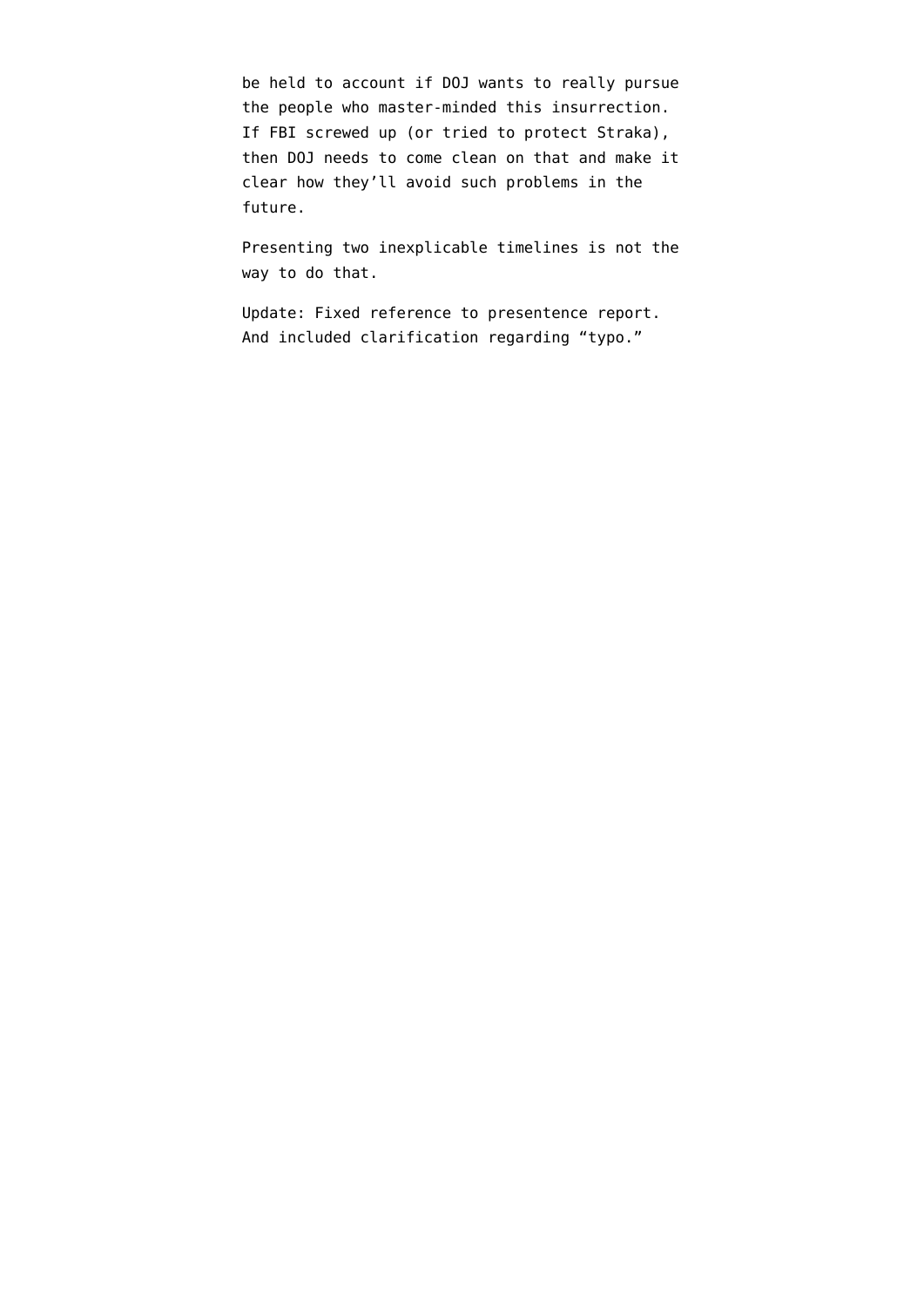be held to account if DOJ wants to really pursue the people who master-minded this insurrection. If FBI screwed up (or tried to protect Straka), then DOJ needs to come clean on that and make it clear how they'll avoid such problems in the future.

Presenting two inexplicable timelines is not the way to do that.

Update: Fixed reference to presentence report. And included clarification regarding "typo."